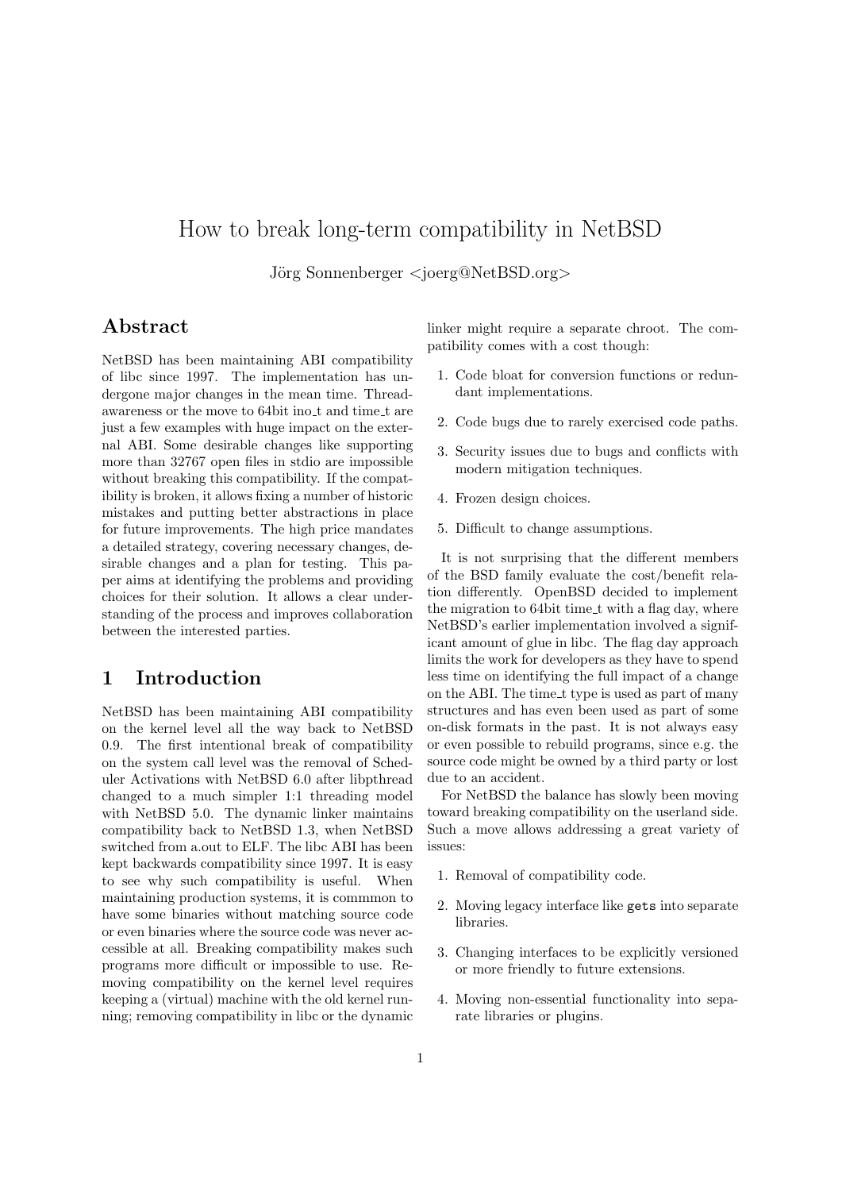# How to break long-term compatibility in NetBSD

Jörg Sonnenberger <joerg@NetBSD.org>

## Abstract

NetBSD has been maintaining ABI compatibility of libc since 1997. The implementation has undergone major changes in the mean time. Thread-awareness or the move to 64bit ino_t and time_t are just a few examples with huge impact on the external ABI. Some desirable changes like supporting more than 32767 open files in stdio are impossible without breaking this compatibility. If the compatibility is broken, it allows fixing a number of historic mistakes and putting better abstractions in place for future improvements. The high price mandates a detailed strategy, covering necessary changes, desirable changes and a plan for testing. This paper aims at identifying the problems and providing choices for their solution. It allows a clear understanding of the process and improves collaboration between the interested parties.

## 1 Introduction

NetBSD has been maintaining ABI compatibility on the kernel level all the way back to NetBSD 0.9. The first intentional break of compatibility on the system call level was the removal of Scheduler Activations with NetBSD 6.0 after libpthread changed to a much simpler 1:1 threading model with NetBSD 5.0. The dynamic linker maintains compatibility back to NetBSD 1.3, when NetBSD switched from a.out to ELF. The libc ABI has been kept backwards compatibility since 1997. It is easy to see why such compatibility is useful. When maintaining production systems, it is commmon to have some binaries without matching source code or even binaries where the source code was never accessible at all. Breaking compatibility makes such programs more difficult or impossible to use. Removing compatibility on the kernel level requires keeping a (virtual) machine with the old kernel running; removing compatibility in libc or the dynamic linker might require a separate chroot. The compatibility comes with a cost though:

1. Code bloat for conversion functions or redundant implementations.
2. Code bugs due to rarely exercised code paths.
3. Security issues due to bugs and conflicts with modern mitigation techniques.
4. Frozen design choices.
5. Difficult to change assumptions.

It is not surprising that the different members of the BSD family evaluate the cost/benefit relation differently. OpenBSD decided to implement the migration to 64bit time_t with a flag day, where NetBSD's earlier implementation involved a significant amount of glue in libc. The flag day approach limits the work for developers as they have to spend less time on identifying the full impact of a change on the ABI. The time_t type is used as part of many structures and has even been used as part of some on-disk formats in the past. It is not always easy or even possible to rebuild programs, since e.g. the source code might be owned by a third party or lost due to an accident.

For NetBSD the balance has slowly been moving toward breaking compatibility on the userland side. Such a move allows addressing a great variety of issues:

1. Removal of compatibility code.
2. Moving legacy interface like `gets` into separate libraries.
3. Changing interfaces to be explicitly versioned or more friendly to future extensions.
4. Moving non-essential functionality into separate libraries or plugins.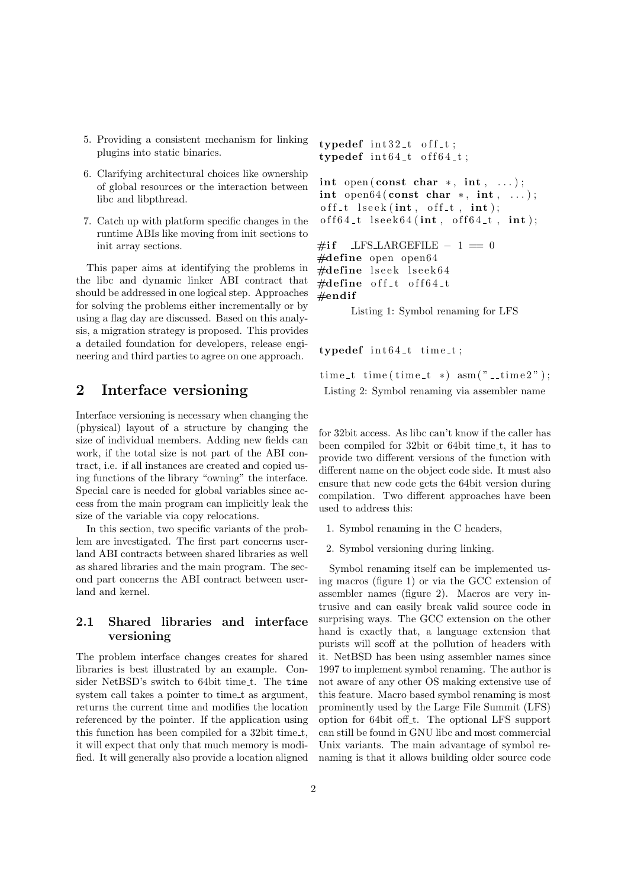5. Providing a consistent mechanism for linking plugins into static binaries.

6. Clarifying architectural choices like ownership of global resources or the interaction between libc and libpthread.

7. Catch up with platform specific changes in the runtime ABIs like moving from init sections to init array sections.

This paper aims at identifying the problems in the libc and dynamic linker ABI contract that should be addressed in one logical step. Approaches for solving the problems either incrementally or by using a flag day are discussed. Based on this analysis, a migration strategy is proposed. This provides a detailed foundation for developers, release engineering and third parties to agree on one approach.

## 2 Interface versioning

Interface versioning is necessary when changing the (physical) layout of a structure by changing the size of individual members. Adding new fields can work, if the total size is not part of the ABI contract, i.e. if all instances are created and copied using functions of the library "owning" the interface. Special care is needed for global variables since access from the main program can implicitly leak the size of the variable via copy relocations.

In this section, two specific variants of the problem are investigated. The first part concerns userland ABI contracts between shared libraries as well as shared libraries and the main program. The second part concerns the ABI contract between userland and kernel.

### 2.1 Shared libraries and interface versioning

The problem interface changes creates for shared libraries is best illustrated by an example. Consider NetBSD's switch to 64bit time_t. The `time` system call takes a pointer to time_t as argument, returns the current time and modifies the location referenced by the pointer. If the application using this function has been compiled for a 32bit time_t, it will expect that only that much memory is modified. It will generally also provide a location aligned for 32bit access. As libc can't know if the caller has been compiled for 32bit or 64bit time_t, it has to provide two different versions of the function with different name on the object code side. It must also ensure that new code gets the 64bit version during compilation. Two different approaches have been used to address this:

```
typedef int32_t off_t;
typedef int64_t off64_t;

int open(const char *, int, ...);
int open64(const char *, int, ...);
off_t lseek(int, off_t, int);
off64_t lseek64(int, off64_t, int);

#if _LFS_LARGEFILE - 1 == 0
#define open open64
#define lseek lseek64
#define off_t off64_t
#endif
```

Listing 1: Symbol renaming for LFS

```
typedef int64_t time_t;

time_t time(time_t *) asm("__time2");
```

Listing 2: Symbol renaming via assembler name

1. Symbol renaming in the C headers,

2. Symbol versioning during linking.

Symbol renaming itself can be implemented using macros (figure 1) or via the GCC extension of assembler names (figure 2). Macros are very intrusive and can easily break valid source code in surprising ways. The GCC extension on the other hand is exactly that, a language extension that purists will scoff at the pollution of headers with it. NetBSD has been using assembler names since 1997 to implement symbol renaming. The author is not aware of any other OS making extensive use of this feature. Macro based symbol renaming is most prominently used by the Large File Summit (LFS) option for 64bit off_t. The optional LFS support can still be found in GNU libc and most commercial Unix variants. The main advantage of symbol renaming is that it allows building older source code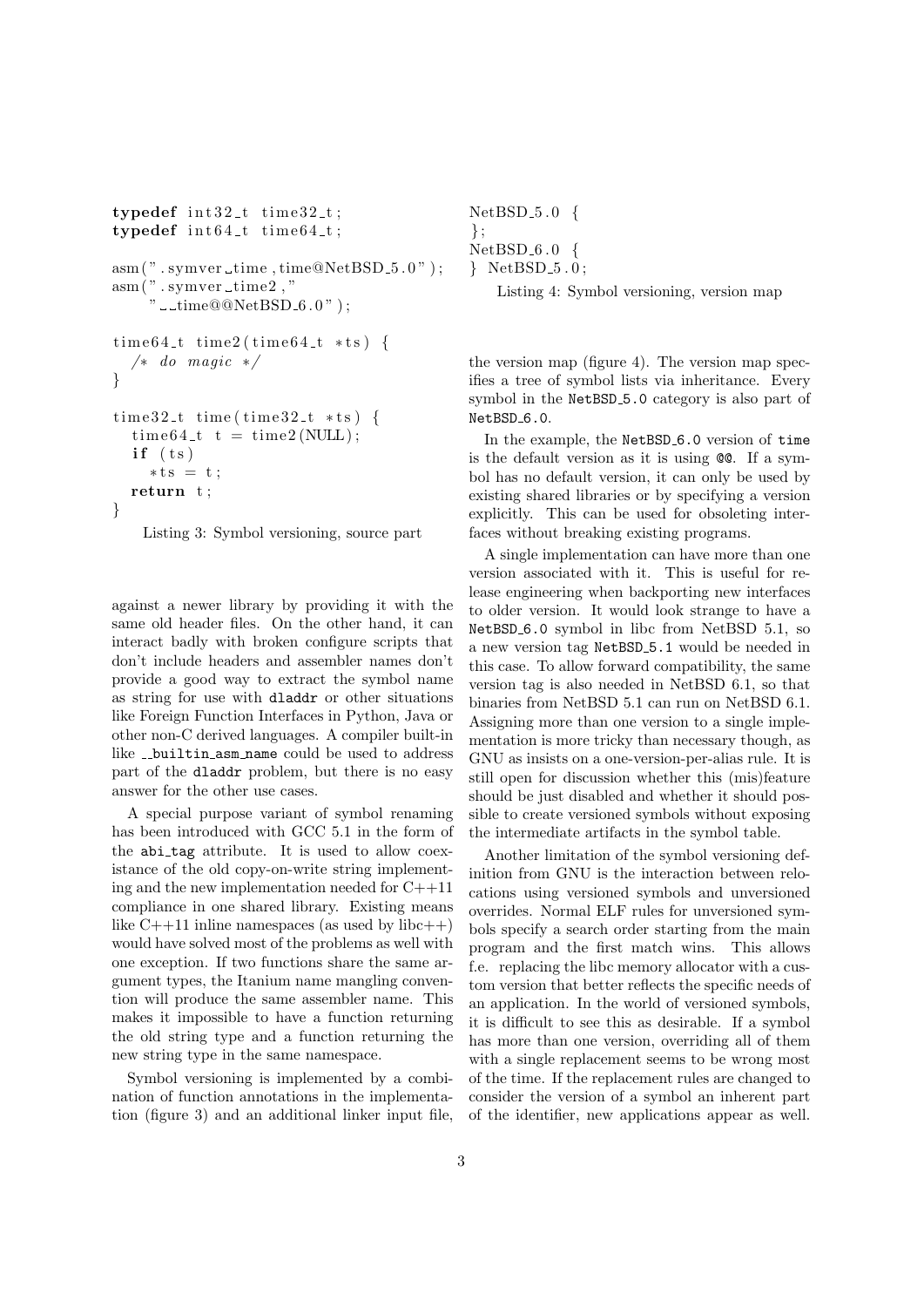```c
typedef int32_t time32_t;
typedef int64_t time64_t;

asm(".symver time,time@NetBSD_5.0");
asm(".symver time2,"
    "__time@@NetBSD_6.0");

time64_t time2(time64_t *ts) {
  /* do magic */
}

time32_t time(time32_t *ts) {
  time64_t t = time2(NULL);
  if (ts)
    *ts = t;
  return t;
}
```

Listing 3: Symbol versioning, source part

against a newer library by providing it with the same old header files. On the other hand, it can interact badly with broken configure scripts that don't include headers and assembler names don't provide a good way to extract the symbol name as string for use with `dladdr` or other situations like Foreign Function Interfaces in Python, Java or other non-C derived languages. A compiler built-in like `__builtin_asm_name` could be used to address part of the `dladdr` problem, but there is no easy answer for the other use cases.

A special purpose variant of symbol renaming has been introduced with GCC 5.1 in the form of the `abi_tag` attribute. It is used to allow coexistance of the old copy-on-write string implementing and the new implementation needed for C++11 compliance in one shared library. Existing means like C++11 inline namespaces (as used by libc++) would have solved most of the problems as well with one exception. If two functions share the same argument types, the Itanium name mangling convention will produce the same assembler name. This makes it impossible to have a function returning the old string type and a function returning the new string type in the same namespace.

Symbol versioning is implemented by a combination of function annotations in the implementation (figure 3) and an additional linker input file,

```
NetBSD_5.0 {
};
NetBSD_6.0 {
} NetBSD_5.0;
```

Listing 4: Symbol versioning, version map

the version map (figure 4). The version map specifies a tree of symbol lists via inheritance. Every symbol in the `NetBSD_5.0` category is also part of `NetBSD_6.0`.

In the example, the `NetBSD_6.0` version of `time` is the default version as it is using `@@`. If a symbol has no default version, it can only be used by existing shared libraries or by specifying a version explicitly. This can be used for obsoleting interfaces without breaking existing programs.

A single implementation can have more than one version associated with it. This is useful for release engineering when backporting new interfaces to older version. It would look strange to have a `NetBSD_6.0` symbol in libc from NetBSD 5.1, so a new version tag `NetBSD_5.1` would be needed in this case. To allow forward compatibility, the same version tag is also needed in NetBSD 6.1, so that binaries from NetBSD 5.1 can run on NetBSD 6.1. Assigning more than one version to a single implementation is more tricky than necessary though, as GNU as insists on a one-version-per-alias rule. It is still open for discussion whether this (mis)feature should be just disabled and whether it should possible to create versioned symbols without exposing the intermediate artifacts in the symbol table.

Another limitation of the symbol versioning definition from GNU is the interaction between relocations using versioned symbols and unversioned overrides. Normal ELF rules for unversioned symbols specify a search order starting from the main program and the first match wins. This allows f.e. replacing the libc memory allocator with a custom version that better reflects the specific needs of an application. In the world of versioned symbols, it is difficult to see this as desirable. If a symbol has more than one version, overriding all of them with a single replacement seems to be wrong most of the time. If the replacement rules are changed to consider the version of a symbol an inherent part of the identifier, new applications appear as well.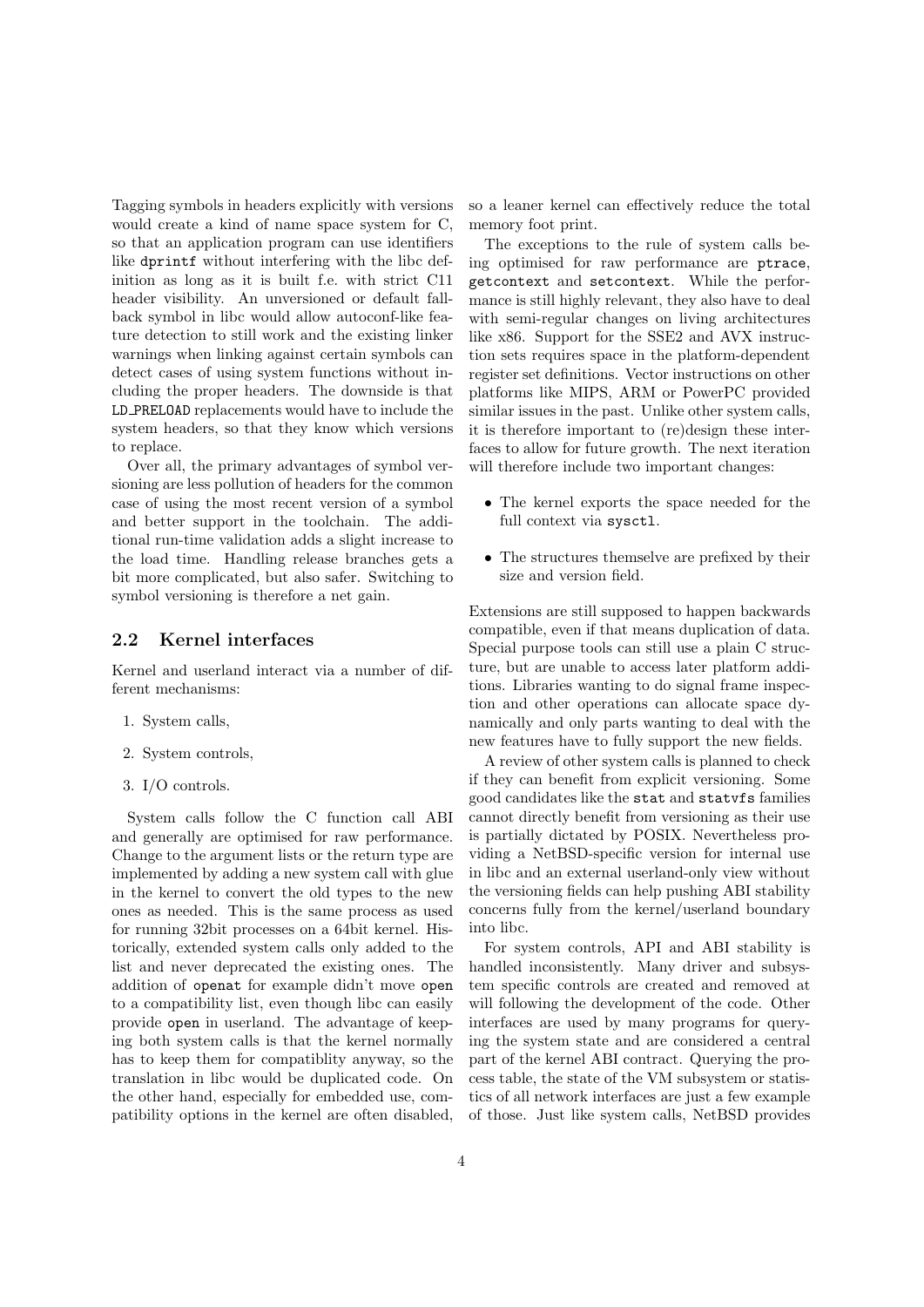Tagging symbols in headers explicitly with versions would create a kind of name space system for C, so that an application program can use identifiers like `dprintf` without interfering with the libc definition as long as it is built f.e. with strict C11 header visibility. An unversioned or default fallback symbol in libc would allow autoconf-like feature detection to still work and the existing linker warnings when linking against certain symbols can detect cases of using system functions without including the proper headers. The downside is that `LD_PRELOAD` replacements would have to include the system headers, so that they know which versions to replace.

Over all, the primary advantages of symbol versioning are less pollution of headers for the common case of using the most recent version of a symbol and better support in the toolchain. The additional run-time validation adds a slight increase to the load time. Handling release branches gets a bit more complicated, but also safer. Switching to symbol versioning is therefore a net gain.

## 2.2 Kernel interfaces

Kernel and userland interact via a number of different mechanisms:

1. System calls,
2. System controls,
3. I/O controls.

System calls follow the C function call ABI and generally are optimised for raw performance. Change to the argument lists or the return type are implemented by adding a new system call with glue in the kernel to convert the old types to the new ones as needed. This is the same process as used for running 32bit processes on a 64bit kernel. Historically, extended system calls only added to the list and never deprecated the existing ones. The addition of `openat` for example didn't move `open` to a compatibility list, even though libc can easily provide `open` in userland. The advantage of keeping both system calls is that the kernel normally has to keep them for compatiblity anyway, so the translation in libc would be duplicated code. On the other hand, especially for embedded use, compatibility options in the kernel are often disabled, so a leaner kernel can effectively reduce the total memory foot print.

The exceptions to the rule of system calls being optimised for raw performance are `ptrace`, `getcontext` and `setcontext`. While the performance is still highly relevant, they also have to deal with semi-regular changes on living architectures like x86. Support for the SSE2 and AVX instruction sets requires space in the platform-dependent register set definitions. Vector instructions on other platforms like MIPS, ARM or PowerPC provided similar issues in the past. Unlike other system calls, it is therefore important to (re)design these interfaces to allow for future growth. The next iteration will therefore include two important changes:

- The kernel exports the space needed for the full context via `sysctl`.
- The structures themselve are prefixed by their size and version field.

Extensions are still supposed to happen backwards compatible, even if that means duplication of data. Special purpose tools can still use a plain C structure, but are unable to access later platform additions. Libraries wanting to do signal frame inspection and other operations can allocate space dynamically and only parts wanting to deal with the new features have to fully support the new fields.

A review of other system calls is planned to check if they can benefit from explicit versioning. Some good candidates like the `stat` and `statvfs` families cannot directly benefit from versioning as their use is partially dictated by POSIX. Nevertheless providing a NetBSD-specific version for internal use in libc and an external userland-only view without the versioning fields can help pushing ABI stability concerns fully from the kernel/userland boundary into libc.

For system controls, API and ABI stability is handled inconsistently. Many driver and subsystem specific controls are created and removed at will following the development of the code. Other interfaces are used by many programs for querying the system state and are considered a central part of the kernel ABI contract. Querying the process table, the state of the VM subsystem or statistics of all network interfaces are just a few example of those. Just like system calls, NetBSD provides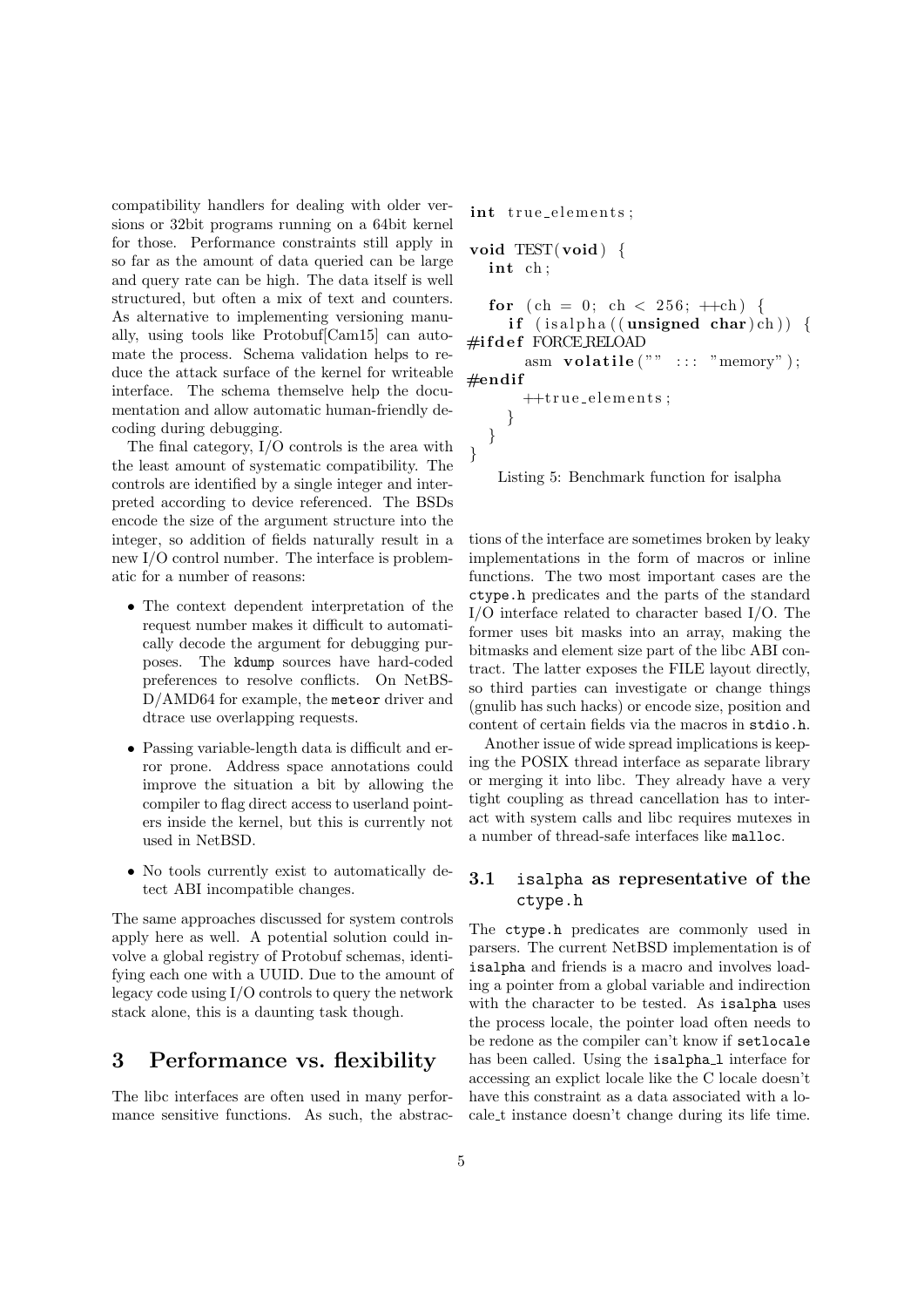compatibility handlers for dealing with older versions or 32bit programs running on a 64bit kernel for those. Performance constraints still apply in so far as the amount of data queried can be large and query rate can be high. The data itself is well structured, but often a mix of text and counters. As alternative to implementing versioning manually, using tools like Protobuf[Cam15] can automate the process. Schema validation helps to reduce the attack surface of the kernel for writeable interface. The schema themselve help the documentation and allow automatic human-friendly decoding during debugging.

The final category, I/O controls is the area with the least amount of systematic compatibility. The controls are identified by a single integer and interpreted according to device referenced. The BSDs encode the size of the argument structure into the integer, so addition of fields naturally result in a new I/O control number. The interface is problematic for a number of reasons:

- The context dependent interpretation of the request number makes it difficult to automatically decode the argument for debugging purposes. The `kdump` sources have hard-coded preferences to resolve conflicts. On NetBSD/AMD64 for example, the `meteor` driver and dtrace use overlapping requests.
- Passing variable-length data is difficult and error prone. Address space annotations could improve the situation a bit by allowing the compiler to flag direct access to userland pointers inside the kernel, but this is currently not used in NetBSD.
- No tools currently exist to automatically detect ABI incompatible changes.

The same approaches discussed for system controls apply here as well. A potential solution could involve a global registry of Protobuf schemas, identifying each one with a UUID. Due to the amount of legacy code using I/O controls to query the network stack alone, this is a daunting task though.

# 3 Performance vs. flexibility

The libc interfaces are often used in many performance sensitive functions. As such, the abstractions of the interface are sometimes broken by leaky implementations in the form of macros or inline functions. The two most important cases are the `ctype.h` predicates and the parts of the standard I/O interface related to character based I/O. The former uses bit masks into an array, making the bitmasks and element size part of the libc ABI contract. The latter exposes the FILE layout directly, so third parties can investigate or change things (gnulib has such hacks) or encode size, position and content of certain fields via the macros in `stdio.h`.

```
int true_elements;

void TEST(void) {
  int ch;

  for (ch = 0; ch < 256; ++ch) {
    if (isalpha((unsigned char)ch)) {
#ifdef FORCE_RELOAD
      asm volatile("" ::: "memory");
#endif
      ++true_elements;
    }
  }
}
```

Listing 5: Benchmark function for isalpha

Another issue of wide spread implications is keeping the POSIX thread interface as separate library or merging it into libc. They already have a very tight coupling as thread cancellation has to interact with system calls and libc requires mutexes in a number of thread-safe interfaces like `malloc`.

## 3.1 `isalpha` as representative of the `ctype.h`

The `ctype.h` predicates are commonly used in parsers. The current NetBSD implementation is of `isalpha` and friends is a macro and involves loading a pointer from a global variable and indirection with the character to be tested. As `isalpha` uses the process locale, the pointer load often needs to be redone as the compiler can't know if `setlocale` has been called. Using the `isalpha_l` interface for accessing an explict locale like the C locale doesn't have this constraint as a data associated with a locale_t instance doesn't change during its life time.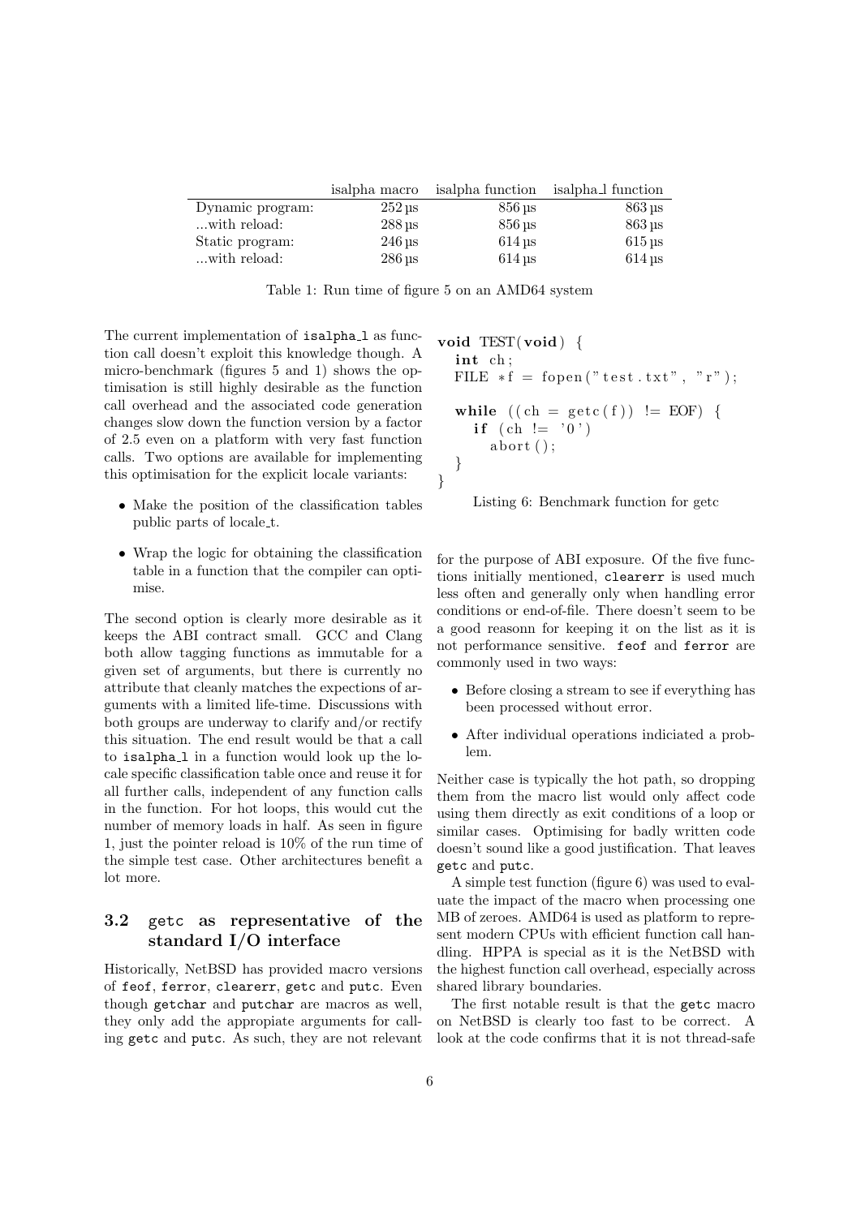| | isalpha macro | isalpha function | isalpha_l function |
|---|---|---|---|
| Dynamic program: | 252 µs | 856 µs | 863 µs |
| ...with reload: | 288 µs | 856 µs | 863 µs |
| Static program: | 246 µs | 614 µs | 615 µs |
| ...with reload: | 286 µs | 614 µs | 614 µs |

Table 1: Run time of figure 5 on an AMD64 system

The current implementation of `isalpha_l` as function call doesn't exploit this knowledge though. A micro-benchmark (figures 5 and 1) shows the optimisation is still highly desirable as the function call overhead and the associated code generation changes slow down the function version by a factor of 2.5 even on a platform with very fast function calls. Two options are available for implementing this optimisation for the explicit locale variants:

- Make the position of the classification tables public parts of locale_t.
- Wrap the logic for obtaining the classification table in a function that the compiler can optimise.

The second option is clearly more desirable as it keeps the ABI contract small. GCC and Clang both allow tagging functions as immutable for a given set of arguments, but there is currently no attribute that cleanly matches the expectations of arguments with a limited life-time. Discussions with both groups are underway to clarify and/or rectify this situation. The end result would be that a call to `isalpha_l` in a function would look up the locale specific classification table once and reuse it for all further calls, independent of any function calls in the function. For hot loops, this would cut the number of memory loads in half. As seen in figure 1, just the pointer reload is 10% of the run time of the simple test case. Other architectures benefit a lot more.

### 3.2 `getc` as representative of the standard I/O interface

Historically, NetBSD has provided macro versions of `feof`, `ferror`, `clearerr`, `getc` and `putc`. Even though `getchar` and `putchar` are macros as well, they only add the appropiate arguments for calling `getc` and `putc`. As such, they are not relevant

```
void TEST(void) {
  int ch;
  FILE *f = fopen("test.txt", "r");

  while ((ch = getc(f)) != EOF) {
    if (ch != '0')
      abort();
  }
}
```

Listing 6: Benchmark function for getc

for the purpose of ABI exposure. Of the five functions initially mentioned, `clearerr` is used much less often and generally only when handling error conditions or end-of-file. There doesn't seem to be a good reasonn for keeping it on the list as it is not performance sensitive. `feof` and `ferror` are commonly used in two ways:

- Before closing a stream to see if everything has been processed without error.
- After individual operations indiciated a problem.

Neither case is typically the hot path, so dropping them from the macro list would only affect code using them directly as exit conditions of a loop or similar cases. Optimising for badly written code doesn't sound like a good justification. That leaves `getc` and `putc`.

A simple test function (figure 6) was used to evaluate the impact of the macro when processing one MB of zeroes. AMD64 is used as platform to represent modern CPUs with efficient function call handling. HPPA is special as it is the NetBSD with the highest function call overhead, especially across shared library boundaries.

The first notable result is that the `getc` macro on NetBSD is clearly too fast to be correct. A look at the code confirms that it is not thread-safe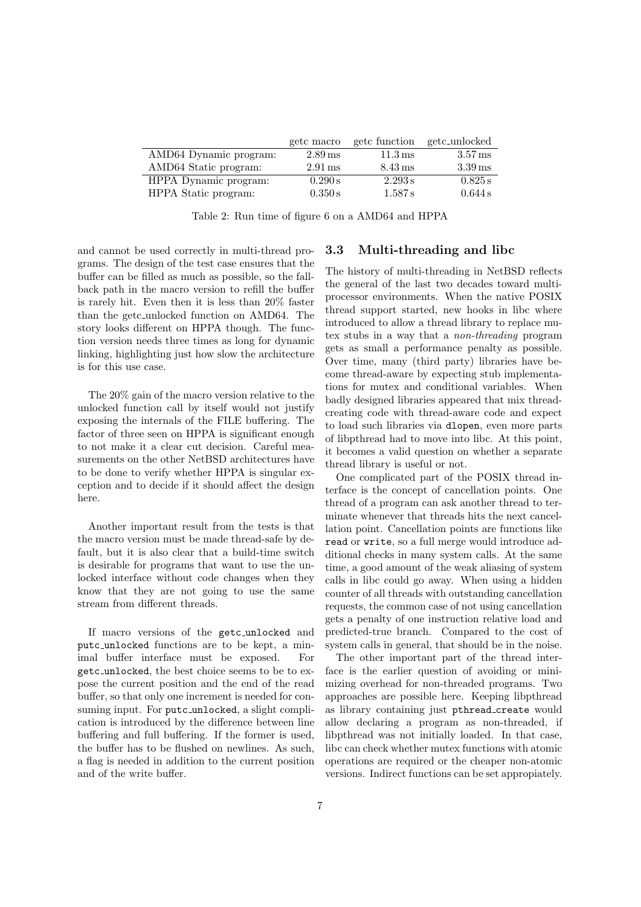|  | getc macro | getc function | getc_unlocked |
|---|---|---|---|
| AMD64 Dynamic program: | 2.89 ms | 11.3 ms | 3.57 ms |
| AMD64 Static program: | 2.91 ms | 8.43 ms | 3.39 ms |
| HPPA Dynamic program: | 0.290 s | 2.293 s | 0.825 s |
| HPPA Static program: | 0.350 s | 1.587 s | 0.644 s |

Table 2: Run time of figure 6 on a AMD64 and HPPA

and cannot be used correctly in multi-thread programs. The design of the test case ensures that the buffer can be filled as much as possible, so the fallback path in the macro version to refill the buffer is rarely hit. Even then it is less than 20% faster than the getc_unlocked function on AMD64. The story looks different on HPPA though. The function version needs three times as long for dynamic linking, highlighting just how slow the architecture is for this use case.

The 20% gain of the macro version relative to the unlocked function call by itself would not justify exposing the internals of the FILE buffering. The factor of three seen on HPPA is significant enough to not make it a clear cut decision. Careful measurements on the other NetBSD architectures have to be done to verify whether HPPA is singular exception and to decide if it should affect the design here.

Another important result from the tests is that the macro version must be made thread-safe by default, but it is also clear that a build-time switch is desirable for programs that want to use the unlocked interface without code changes when they know that they are not going to use the same stream from different threads.

If macro versions of the `getc_unlocked` and `putc_unlocked` functions are to be kept, a minimal buffer interface must be exposed. For `getc_unlocked`, the best choice seems to be to expose the current position and the end of the read buffer, so that only one increment is needed for consuming input. For `putc_unlocked`, a slight complication is introduced by the difference between line buffering and full buffering. If the former is used, the buffer has to be flushed on newlines. As such, a flag is needed in addition to the current position and of the write buffer.

### 3.3 Multi-threading and libc

The history of multi-threading in NetBSD reflects the general of the last two decades toward multiprocessor environments. When the native POSIX thread support started, new hooks in libc where introduced to allow a thread library to replace mutex stubs in a way that a *non-threading* program gets as small a performance penalty as possible. Over time, many (third party) libraries have become thread-aware by expecting stub implementations for mutex and conditional variables. When badly designed libraries appeared that mix thread-creating code with thread-aware code and expect to load such libraries via `dlopen`, even more parts of libpthread had to move into libc. At this point, it becomes a valid question on whether a separate thread library is useful or not.

One complicated part of the POSIX thread interface is the concept of cancellation points. One thread of a program can ask another thread to terminate whenever that threads hits the next cancellation point. Cancellation points are functions like `read` or `write`, so a full merge would introduce additional checks in many system calls. At the same time, a good amount of the weak aliasing of system calls in libc could go away. When using a hidden counter of all threads with outstanding cancellation requests, the common case of not using cancellation gets a penalty of one instruction relative load and predicted-true branch. Compared to the cost of system calls in general, that should be in the noise.

The other important part of the thread interface is the earlier question of avoiding or minimizing overhead for non-threaded programs. Two approaches are possible here. Keeping libpthread as library containing just `pthread_create` would allow declaring a program as non-threaded, if libpthread was not initially loaded. In that case, libc can check whether mutex functions with atomic operations are required or the cheaper non-atomic versions. Indirect functions can be set appropiately.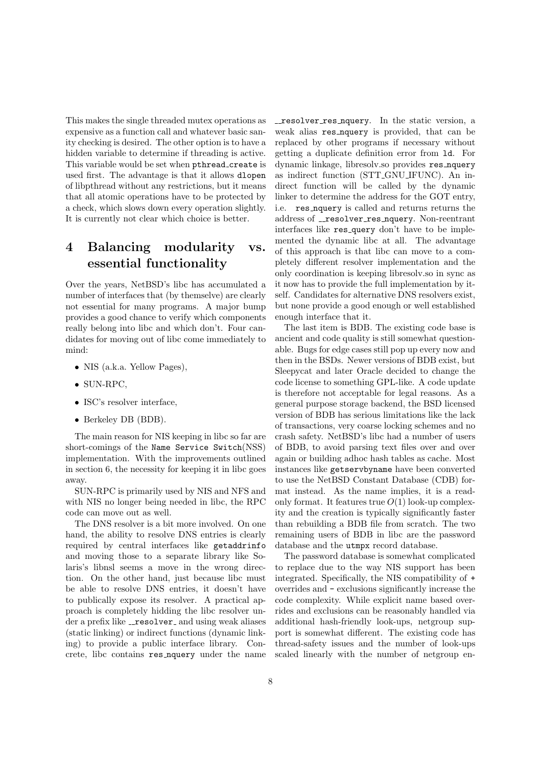This makes the single threaded mutex operations as expensive as a function call and whatever basic sanity checking is desired. The other option is to have a hidden variable to determine if threading is active. This variable would be set when `pthread_create` is used first. The advantage is that it allows `dlopen` of libpthread without any restrictions, but it means that all atomic operations have to be protected by a check, which slows down every operation slightly. It is currently not clear which choice is better.

# 4 Balancing modularity vs. essential functionality

Over the years, NetBSD's libc has accumulated a number of interfaces that (by themselve) are clearly not essential for many programs. A major bump provides a good chance to verify which components really belong into libc and which don't. Four candidates for moving out of libc come immediately to mind:

- NIS (a.k.a. Yellow Pages),
- SUN-RPC,
- ISC's resolver interface,
- Berkeley DB (BDB).

The main reason for NIS keeping in libc so far are short-comings of the `Name Service Switch`(NSS) implementation. With the improvements outlined in section 6, the necessity for keeping it in libc goes away.

SUN-RPC is primarily used by NIS and NFS and with NIS no longer being needed in libc, the RPC code can move out as well.

The DNS resolver is a bit more involved. On one hand, the ability to resolve DNS entries is clearly required by central interfaces like `getaddrinfo` and moving those to a separate library like Solaris's libnsl seems a move in the wrong direction. On the other hand, just because libc must be able to resolve DNS entries, it doesn't have to publically expose its resolver. A practical approach is completely hidding the libc resolver under a prefix like `__resolver_` and using weak aliases (static linking) or indirect functions (dynamic linking) to provide a public interface library. Concrete, libc contains `res_nquery` under the name `__resolver_res_nquery`. In the static version, a weak alias `res_nquery` is provided, that can be replaced by other programs if necessary without getting a duplicate definition error from `ld`. For dynamic linkage, libresolv.so provides `res_nquery` as indirect function (STT_GNU_IFUNC). An indirect function will be called by the dynamic linker to determine the address for the GOT entry, i.e. `res_nquery` is called and returns returns the address of `__resolver_res_nquery`. Non-reentrant interfaces like `res_query` don't have to be implemented the dynamic libc at all. The advantage of this approach is that libc can move to a completely different resolver implementation and the only coordination is keeping libresolv.so in sync as it now has to provide the full implementation by itself. Candidates for alternative DNS resolvers exist, but none provide a good enough or well established enough interface that it.

The last item is BDB. The existing code base is ancient and code quality is still somewhat questionable. Bugs for edge cases still pop up every now and then in the BSDs. Newer versions of BDB exist, but Sleepycat and later Oracle decided to change the code license to something GPL-like. A code update is therefore not acceptable for legal reasons. As a general purpose storage backend, the BSD licensed version of BDB has serious limitations like the lack of transactions, very coarse locking schemes and no crash safety. NetBSD's libc had a number of users of BDB, to avoid parsing text files over and over again or building adhoc hash tables as cache. Most instances like `getservbyname` have been converted to use the NetBSD Constant Database (CDB) format instead. As the name implies, it is a read-only format. It features true $O(1)$ look-up complexity and the creation is typically significantly faster than rebuilding a BDB file from scratch. The two remaining users of BDB in libc are the password database and the `utmpx` record database.

The password database is somewhat complicated to replace due to the way NIS support has been integrated. Specifically, the NIS compatibility of `+` overrides and `-` exclusions significantly increase the code complexity. While explicit name based overrides and exclusions can be reasonably handled via additional hash-friendly look-ups, netgroup support is somewhat different. The existing code has thread-safety issues and the number of look-ups scaled linearly with the number of netgroup en-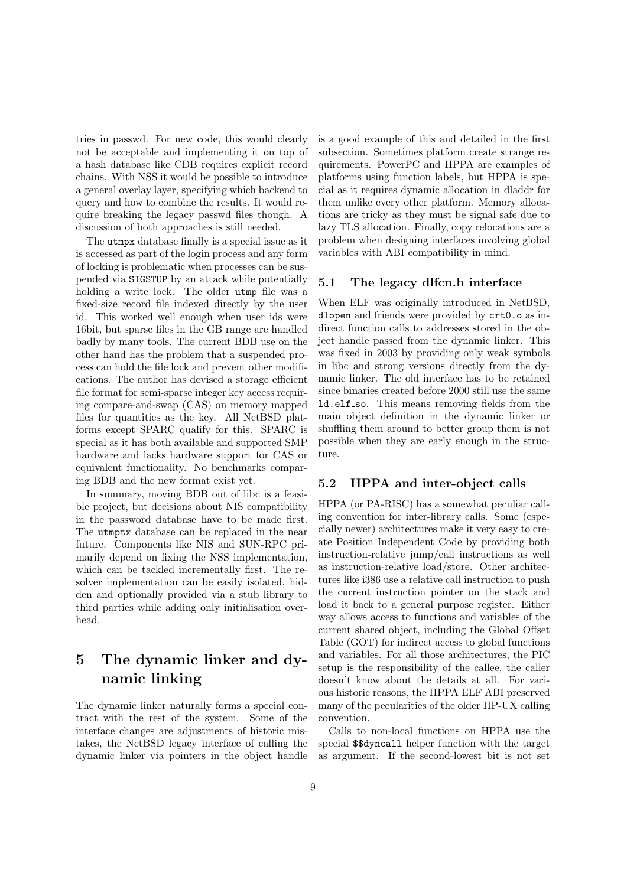tries in passwd. For new code, this would clearly not be acceptable and implementing it on top of a hash database like CDB requires explicit record chains. With NSS it would be possible to introduce a general overlay layer, specifying which backend to query and how to combine the results. It would require breaking the legacy passwd files though. A discussion of both approaches is still needed.

The `utmpx` database finally is a special issue as it is accessed as part of the login process and any form of locking is problematic when processes can be suspended via `SIGSTOP` by an attack while potentially holding a write lock. The older `utmp` file was a fixed-size record file indexed directly by the user id. This worked well enough when user ids were 16bit, but sparse files in the GB range are handled badly by many tools. The current BDB use on the other hand has the problem that a suspended process can hold the file lock and prevent other modifications. The author has devised a storage efficient file format for semi-sparse integer key access requiring compare-and-swap (CAS) on memory mapped files for quantities as the key. All NetBSD platforms except SPARC qualify for this. SPARC is special as it has both available and supported SMP hardware and lacks hardware support for CAS or equivalent functionality. No benchmarks comparing BDB and the new format exist yet.

In summary, moving BDB out of libc is a feasible project, but decisions about NIS compatibility in the password database have to be made first. The `utmptx` database can be replaced in the near future. Components like NIS and SUN-RPC primarily depend on fixing the NSS implementation, which can be tackled incrementally first. The resolver implementation can be easily isolated, hidden and optionally provided via a stub library to third parties while adding only initialisation overhead.

# 5 The dynamic linker and dynamic linking

The dynamic linker naturally forms a special contract with the rest of the system. Some of the interface changes are adjustments of historic mistakes, the NetBSD legacy interface of calling the dynamic linker via pointers in the object handle is a good example of this and detailed in the first subsection. Sometimes platform create strange requirements. PowerPC and HPPA are examples of platforms using function labels, but HPPA is special as it requires dynamic allocation in dladdr for them unlike every other platform. Memory allocations are tricky as they must be signal safe due to lazy TLS allocation. Finally, copy relocations are a problem when designing interfaces involving global variables with ABI compatibility in mind.

## 5.1 The legacy dlfcn.h interface

When ELF was originally introduced in NetBSD, `dlopen` and friends were provided by `crt0.o` as indirect function calls to addresses stored in the object handle passed from the dynamic linker. This was fixed in 2003 by providing only weak symbols in libc and strong versions directly from the dynamic linker. The old interface has to be retained since binaries created before 2000 still use the same `ld.elf_so`. This means removing fields from the main object definition in the dynamic linker or shuffling them around to better group them is not possible when they are early enough in the structure.

## 5.2 HPPA and inter-object calls

HPPA (or PA-RISC) has a somewhat peculiar calling convention for inter-library calls. Some (especially newer) architectures make it very easy to create Position Independent Code by providing both instruction-relative jump/call instructions as well as instruction-relative load/store. Other architectures like i386 use a relative call instruction to push the current instruction pointer on the stack and load it back to a general purpose register. Either way allows access to functions and variables of the current shared object, including the Global Offset Table (GOT) for indirect access to global functions and variables. For all those architectures, the PIC setup is the responsibility of the callee, the caller doesn't know about the details at all. For various historic reasons, the HPPA ELF ABI preserved many of the pecularities of the older HP-UX calling convention.

Calls to non-local functions on HPPA use the special `$$dyncall` helper function with the target as argument. If the second-lowest bit is not set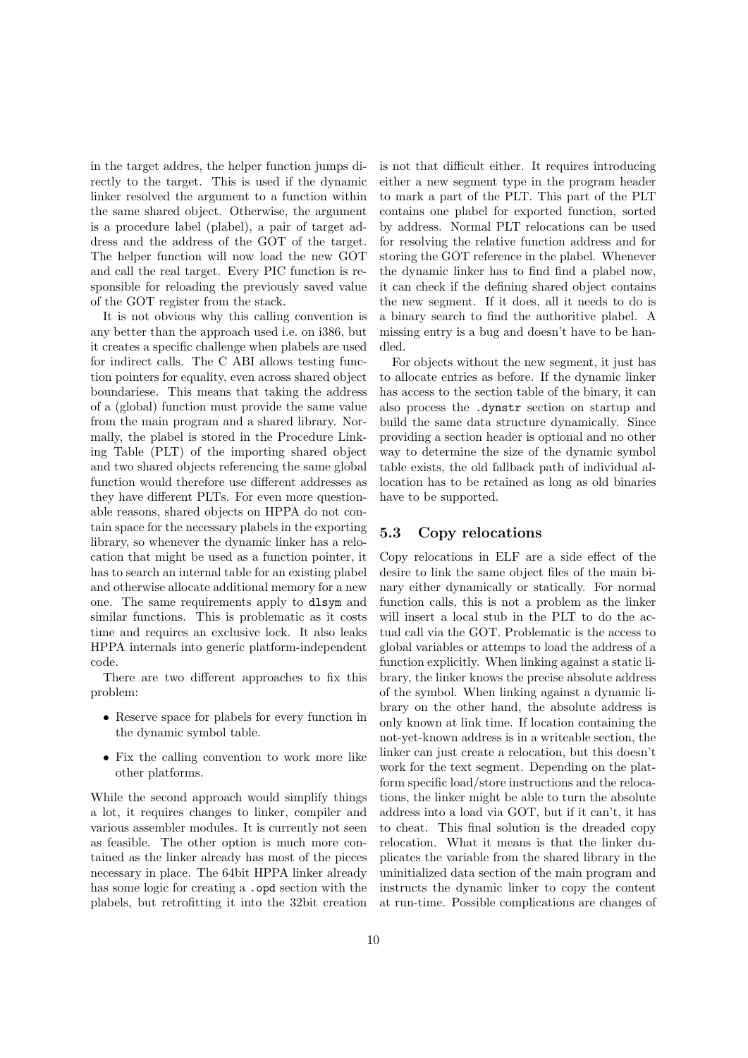in the target addres, the helper function jumps directly to the target. This is used if the dynamic linker resolved the argument to a function within the same shared object. Otherwise, the argument is a procedure label (plabel), a pair of target address and the address of the GOT of the target. The helper function will now load the new GOT and call the real target. Every PIC function is responsible for reloading the previously saved value of the GOT register from the stack.

It is not obvious why this calling convention is any better than the approach used i.e. on i386, but it creates a specific challenge when plabels are used for indirect calls. The C ABI allows testing function pointers for equality, even across shared object boundariese. This means that taking the address of a (global) function must provide the same value from the main program and a shared library. Normally, the plabel is stored in the Procedure Linking Table (PLT) of the importing shared object and two shared objects referencing the same global function would therefore use different addresses as they have different PLTs. For even more questionable reasons, shared objects on HPPA do not contain space for the necessary plabels in the exporting library, so whenever the dynamic linker has a relocation that might be used as a function pointer, it has to search an internal table for an existing plabel and otherwise allocate additional memory for a new one. The same requirements apply to `dlsym` and similar functions. This is problematic as it costs time and requires an exclusive lock. It also leaks HPPA internals into generic platform-independent code.

There are two different approaches to fix this problem:

- Reserve space for plabels for every function in the dynamic symbol table.
- Fix the calling convention to work more like other platforms.

While the second approach would simplify things a lot, it requires changes to linker, compiler and various assembler modules. It is currently not seen as feasible. The other option is much more contained as the linker already has most of the pieces necessary in place. The 64bit HPPA linker already has some logic for creating a `.opd` section with the plabels, but retrofitting it into the 32bit creation is not that difficult either. It requires introducing either a new segment type in the program header to mark a part of the PLT. This part of the PLT contains one plabel for exported function, sorted by address. Normal PLT relocations can be used for resolving the relative function address and for storing the GOT reference in the plabel. Whenever the dynamic linker has to find find a plabel now, it can check if the defining shared object contains the new segment. If it does, all it needs to do is a binary search to find the authoritive plabel. A missing entry is a bug and doesn't have to be handled.

For objects without the new segment, it just has to allocate entries as before. If the dynamic linker has access to the section table of the binary, it can also process the `.dynstr` section on startup and build the same data structure dynamically. Since providing a section header is optional and no other way to determine the size of the dynamic symbol table exists, the old fallback path of individual allocation has to be retained as long as old binaries have to be supported.

### 5.3 Copy relocations

Copy relocations in ELF are a side effect of the desire to link the same object files of the main binary either dynamically or statically. For normal function calls, this is not a problem as the linker will insert a local stub in the PLT to do the actual call via the GOT. Problematic is the access to global variables or attemps to load the address of a function explicitly. When linking against a static library, the linker knows the precise absolute address of the symbol. When linking against a dynamic library on the other hand, the absolute address is only known at link time. If location containing the not-yet-known address is in a writeable section, the linker can just create a relocation, but this doesn't work for the text segment. Depending on the platform specific load/store instructions and the relocations, the linker might be able to turn the absolute address into a load via GOT, but if it can't, it has to cheat. This final solution is the dreaded copy relocation. What it means is that the linker duplicates the variable from the shared library in the uninitialized data section of the main program and instructs the dynamic linker to copy the content at run-time. Possible complications are changes of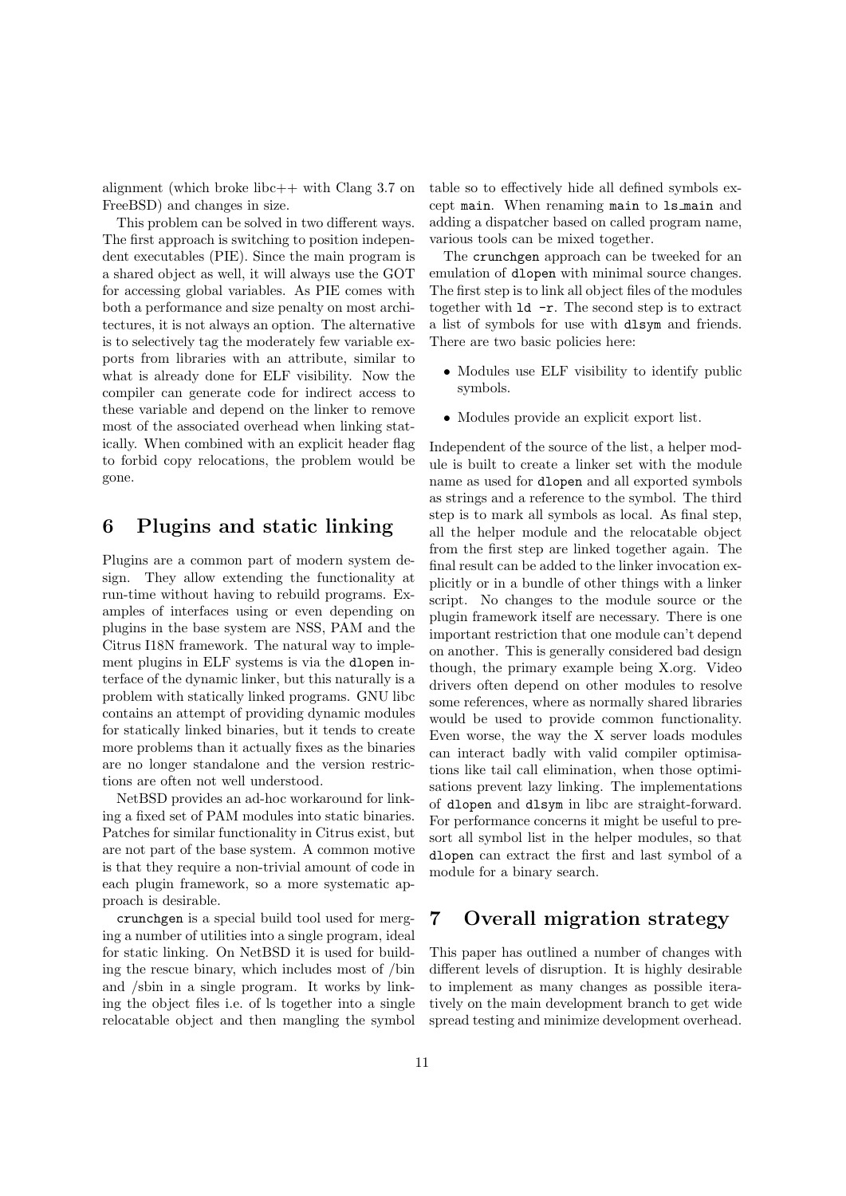alignment (which broke libc++ with Clang 3.7 on FreeBSD) and changes in size.

This problem can be solved in two different ways. The first approach is switching to position independent executables (PIE). Since the main program is a shared object as well, it will always use the GOT for accessing global variables. As PIE comes with both a performance and size penalty on most architectures, it is not always an option. The alternative is to selectively tag the moderately few variable exports from libraries with an attribute, similar to what is already done for ELF visibility. Now the compiler can generate code for indirect access to these variable and depend on the linker to remove most of the associated overhead when linking statically. When combined with an explicit header flag to forbid copy relocations, the problem would be gone.

## 6 Plugins and static linking

Plugins are a common part of modern system design. They allow extending the functionality at run-time without having to rebuild programs. Examples of interfaces using or even depending on plugins in the base system are NSS, PAM and the Citrus I18N framework. The natural way to implement plugins in ELF systems is via the `dlopen` interface of the dynamic linker, but this naturally is a problem with statically linked programs. GNU libc contains an attempt of providing dynamic modules for statically linked binaries, but it tends to create more problems than it actually fixes as the binaries are no longer standalone and the version restrictions are often not well understood.

NetBSD provides an ad-hoc workaround for linking a fixed set of PAM modules into static binaries. Patches for similar functionality in Citrus exist, but are not part of the base system. A common motive is that they require a non-trivial amount of code in each plugin framework, so a more systematic approach is desirable.

`crunchgen` is a special build tool used for merging a number of utilities into a single program, ideal for static linking. On NetBSD it is used for building the rescue binary, which includes most of /bin and /sbin in a single program. It works by linking the object files i.e. of ls together into a single relocatable object and then mangling the symbol table so to effectively hide all defined symbols except `main`. When renaming `main` to `ls_main` and adding a dispatcher based on called program name, various tools can be mixed together.

The `crunchgen` approach can be tweeked for an emulation of `dlopen` with minimal source changes. The first step is to link all object files of the modules together with `ld -r`. The second step is to extract a list of symbols for use with `dlsym` and friends. There are two basic policies here:

- Modules use ELF visibility to identify public symbols.
- Modules provide an explicit export list.

Independent of the source of the list, a helper module is built to create a linker set with the module name as used for `dlopen` and all exported symbols as strings and a reference to the symbol. The third step is to mark all symbols as local. As final step, all the helper module and the relocatable object from the first step are linked together again. The final result can be added to the linker invocation explicitly or in a bundle of other things with a linker script. No changes to the module source or the plugin framework itself are necessary. There is one important restriction that one module can't depend on another. This is generally considered bad design though, the primary example being X.org. Video drivers often depend on other modules to resolve some references, where as normally shared libraries would be used to provide common functionality. Even worse, the way the X server loads modules can interact badly with valid compiler optimisations like tail call elimination, when those optimisations prevent lazy linking. The implementations of `dlopen` and `dlsym` in libc are straight-forward. For performance concerns it might be useful to presort all symbol list in the helper modules, so that `dlopen` can extract the first and last symbol of a module for a binary search.

## 7 Overall migration strategy

This paper has outlined a number of changes with different levels of disruption. It is highly desirable to implement as many changes as possible iteratively on the main development branch to get wide spread testing and minimize development overhead.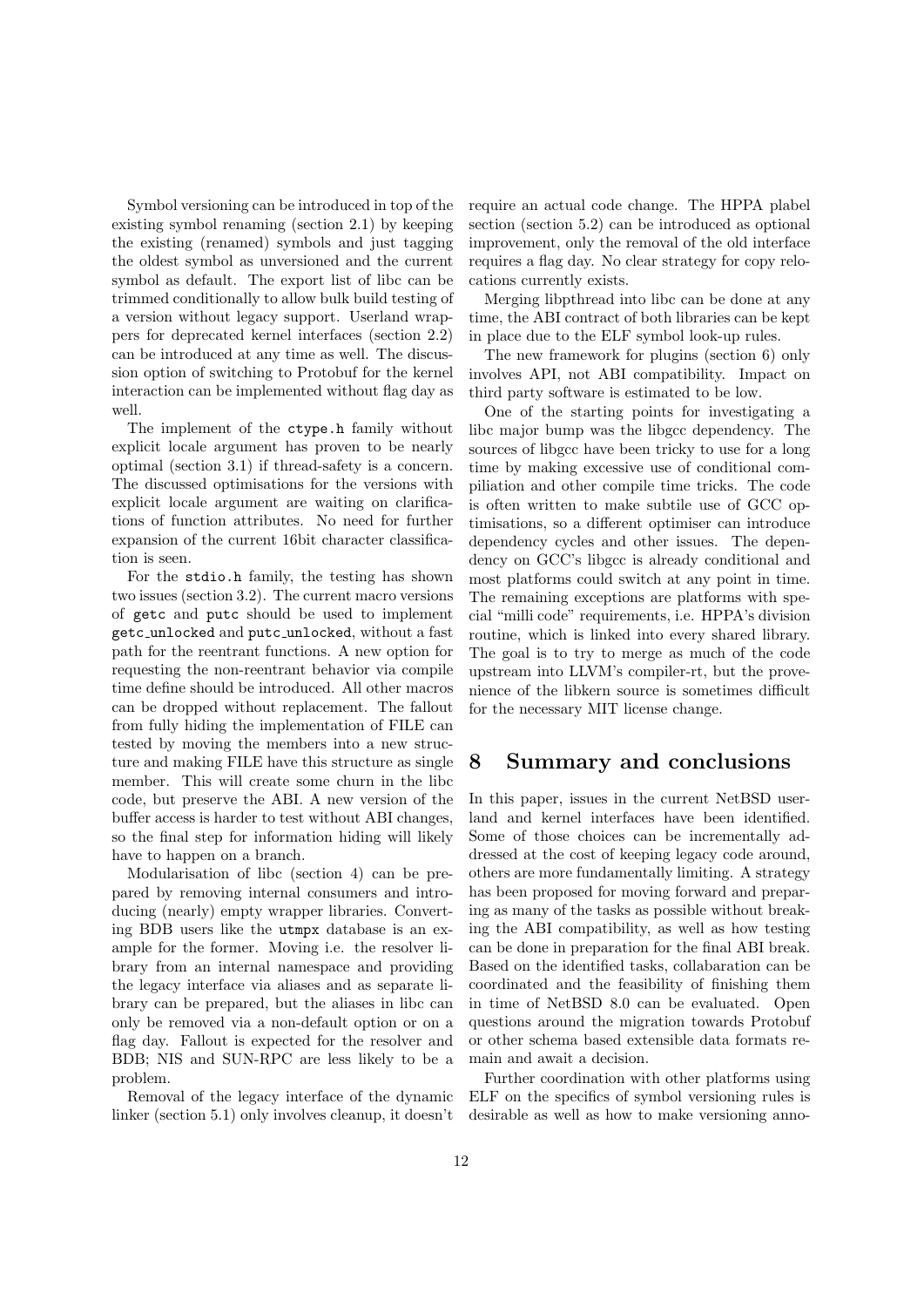Symbol versioning can be introduced in top of the existing symbol renaming (section 2.1) by keeping the existing (renamed) symbols and just tagging the oldest symbol as unversioned and the current symbol as default. The export list of libc can be trimmed conditionally to allow bulk build testing of a version without legacy support. Userland wrappers for deprecated kernel interfaces (section 2.2) can be introduced at any time as well. The discussion option of switching to Protobuf for the kernel interaction can be implemented without flag day as well.

The implement of the `ctype.h` family without explicit locale argument has proven to be nearly optimal (section 3.1) if thread-safety is a concern. The discussed optimisations for the versions with explicit locale argument are waiting on clarifications of function attributes. No need for further expansion of the current 16bit character classification is seen.

For the `stdio.h` family, the testing has shown two issues (section 3.2). The current macro versions of `getc` and `putc` should be used to implement `getc_unlocked` and `putc_unlocked`, without a fast path for the reentrant functions. A new option for requesting the non-reentrant behavior via compile time define should be introduced. All other macros can be dropped without replacement. The fallout from fully hiding the implementation of FILE can tested by moving the members into a new structure and making FILE have this structure as single member. This will create some churn in the libc code, but preserve the ABI. A new version of the buffer access is harder to test without ABI changes, so the final step for information hiding will likely have to happen on a branch.

Modularisation of libc (section 4) can be prepared by removing internal consumers and introducing (nearly) empty wrapper libraries. Converting BDB users like the `utmpx` database is an example for the former. Moving i.e. the resolver library from an internal namespace and providing the legacy interface via aliases and as separate library can be prepared, but the aliases in libc can only be removed via a non-default option or on a flag day. Fallout is expected for the resolver and BDB; NIS and SUN-RPC are less likely to be a problem.

Removal of the legacy interface of the dynamic linker (section 5.1) only involves cleanup, it doesn't require an actual code change. The HPPA plabel section (section 5.2) can be introduced as optional improvement, only the removal of the old interface requires a flag day. No clear strategy for copy relocations currently exists.

Merging libpthread into libc can be done at any time, the ABI contract of both libraries can be kept in place due to the ELF symbol look-up rules.

The new framework for plugins (section 6) only involves API, not ABI compatibility. Impact on third party software is estimated to be low.

One of the starting points for investigating a libc major bump was the libgcc dependency. The sources of libgcc have been tricky to use for a long time by making excessive use of conditional compiliation and other compile time tricks. The code is often written to make subtile use of GCC optimisations, so a different optimiser can introduce dependency cycles and other issues. The dependency on GCC's libgcc is already conditional and most platforms could switch at any point in time. The remaining exceptions are platforms with special "milli code" requirements, i.e. HPPA's division routine, which is linked into every shared library. The goal is to try to merge as much of the code upstream into LLVM's compiler-rt, but the provenience of the libkern source is sometimes difficult for the necessary MIT license change.

# 8 Summary and conclusions

In this paper, issues in the current NetBSD userland and kernel interfaces have been identified. Some of those choices can be incrementally addressed at the cost of keeping legacy code around, others are more fundamentally limiting. A strategy has been proposed for moving forward and preparing as many of the tasks as possible without breaking the ABI compatibility, as well as how testing can be done in preparation for the final ABI break. Based on the identified tasks, collabaration can be coordinated and the feasibility of finishing them in time of NetBSD 8.0 can be evaluated. Open questions around the migration towards Protobuf or other schema based extensible data formats remain and await a decision.

Further coordination with other platforms using ELF on the specifics of symbol versioning rules is desirable as well as how to make versioning anno-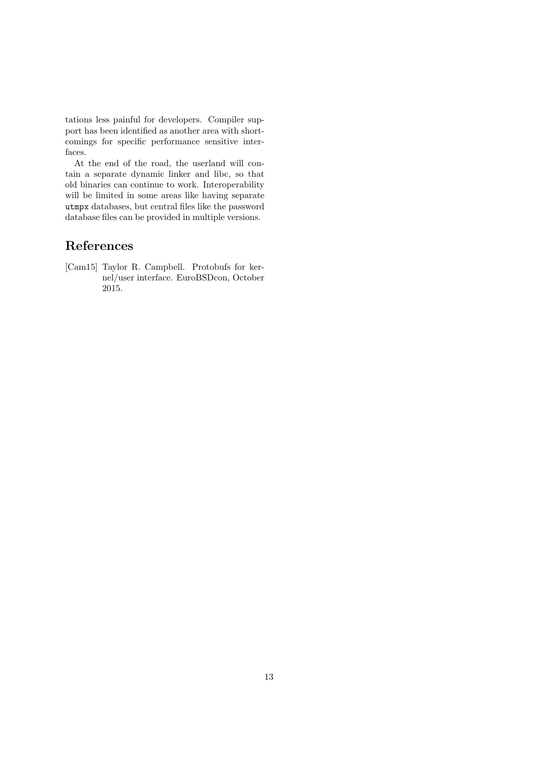tations less painful for developers. Compiler support has been identified as another area with shortcomings for specific performance sensitive interfaces.

At the end of the road, the userland will contain a separate dynamic linker and libc, so that old binaries can continue to work. Interoperability will be limited in some areas like having separate `utmpx` databases, but central files like the password database files can be provided in multiple versions.

## References

[Cam15] Taylor R. Campbell. Protobufs for kernel/user interface. EuroBSDcon, October 2015.